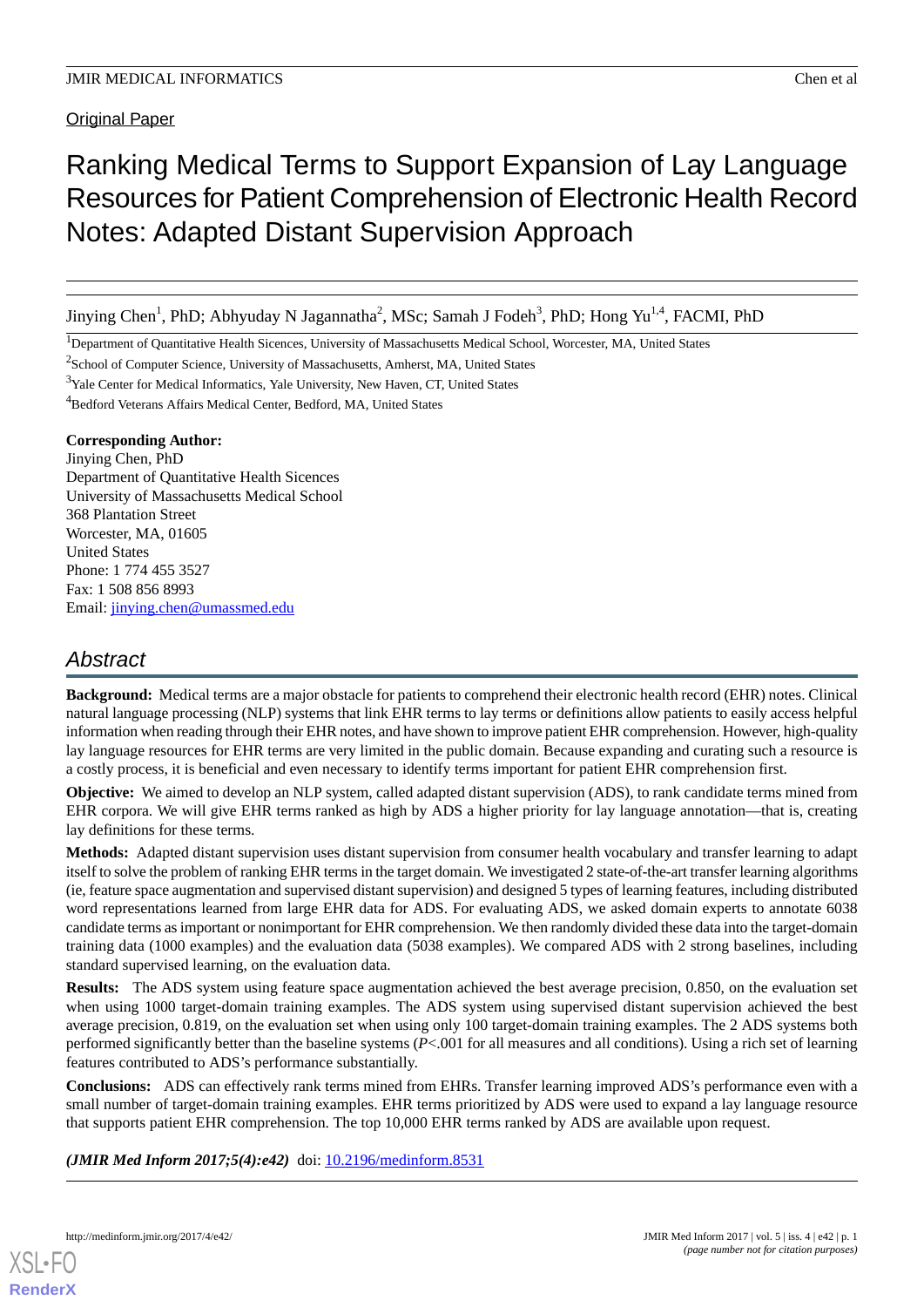Original Paper

# Ranking Medical Terms to Support Expansion of Lay Language Resources for Patient Comprehension of Electronic Health Record Notes: Adapted Distant Supervision Approach

Jinying Chen[1], PhD; Abhyuday N Jagannatha[2], MSc; Samah J Fodeh[3], PhD; Hong Yu[1,4], FACMI, PhD

[1]Department of Quantitative Health Sicences, University of Massachusetts Medical School, Worcester, MA, United States

[2]School of Computer Science, University of Massachusetts, Amherst, MA, United States

[3]Yale Center for Medical Informatics, Yale University, New Haven, CT, United States

[4]Bedford Veterans Affairs Medical Center, Bedford, MA, United States

**Corresponding Author:**
Jinying Chen, PhD
Department of Quantitative Health Sicences
University of Massachusetts Medical School
368 Plantation Street
Worcester, MA, 01605
United States
Phone: 1 774 455 3527
Fax: 1 508 856 8993
Email: jinying.chen@umassmed.edu

## Abstract

**Background:** Medical terms are a major obstacle for patients to comprehend their electronic health record (EHR) notes. Clinical natural language processing (NLP) systems that link EHR terms to lay terms or definitions allow patients to easily access helpful information when reading through their EHR notes, and have shown to improve patient EHR comprehension. However, high-quality lay language resources for EHR terms are very limited in the public domain. Because expanding and curating such a resource is a costly process, it is beneficial and even necessary to identify terms important for patient EHR comprehension first.

**Objective:** We aimed to develop an NLP system, called adapted distant supervision (ADS), to rank candidate terms mined from EHR corpora. We will give EHR terms ranked as high by ADS a higher priority for lay language annotation—that is, creating lay definitions for these terms.

**Methods:** Adapted distant supervision uses distant supervision from consumer health vocabulary and transfer learning to adapt itself to solve the problem of ranking EHR terms in the target domain. We investigated 2 state-of-the-art transfer learning algorithms (ie, feature space augmentation and supervised distant supervision) and designed 5 types of learning features, including distributed word representations learned from large EHR data for ADS. For evaluating ADS, we asked domain experts to annotate 6038 candidate terms as important or nonimportant for EHR comprehension. We then randomly divided these data into the target-domain training data (1000 examples) and the evaluation data (5038 examples). We compared ADS with 2 strong baselines, including standard supervised learning, on the evaluation data.

**Results:** The ADS system using feature space augmentation achieved the best average precision, 0.850, on the evaluation set when using 1000 target-domain training examples. The ADS system using supervised distant supervision achieved the best average precision, 0.819, on the evaluation set when using only 100 target-domain training examples. The 2 ADS systems both performed significantly better than the baseline systems ($P$<.001 for all measures and all conditions). Using a rich set of learning features contributed to ADS's performance substantially.

**Conclusions:** ADS can effectively rank terms mined from EHRs. Transfer learning improved ADS's performance even with a small number of target-domain training examples. EHR terms prioritized by ADS were used to expand a lay language resource that supports patient EHR comprehension. The top 10,000 EHR terms ranked by ADS are available upon request.

***(JMIR Med Inform 2017;5(4):e42)*** doi: 10.2196/medinform.8531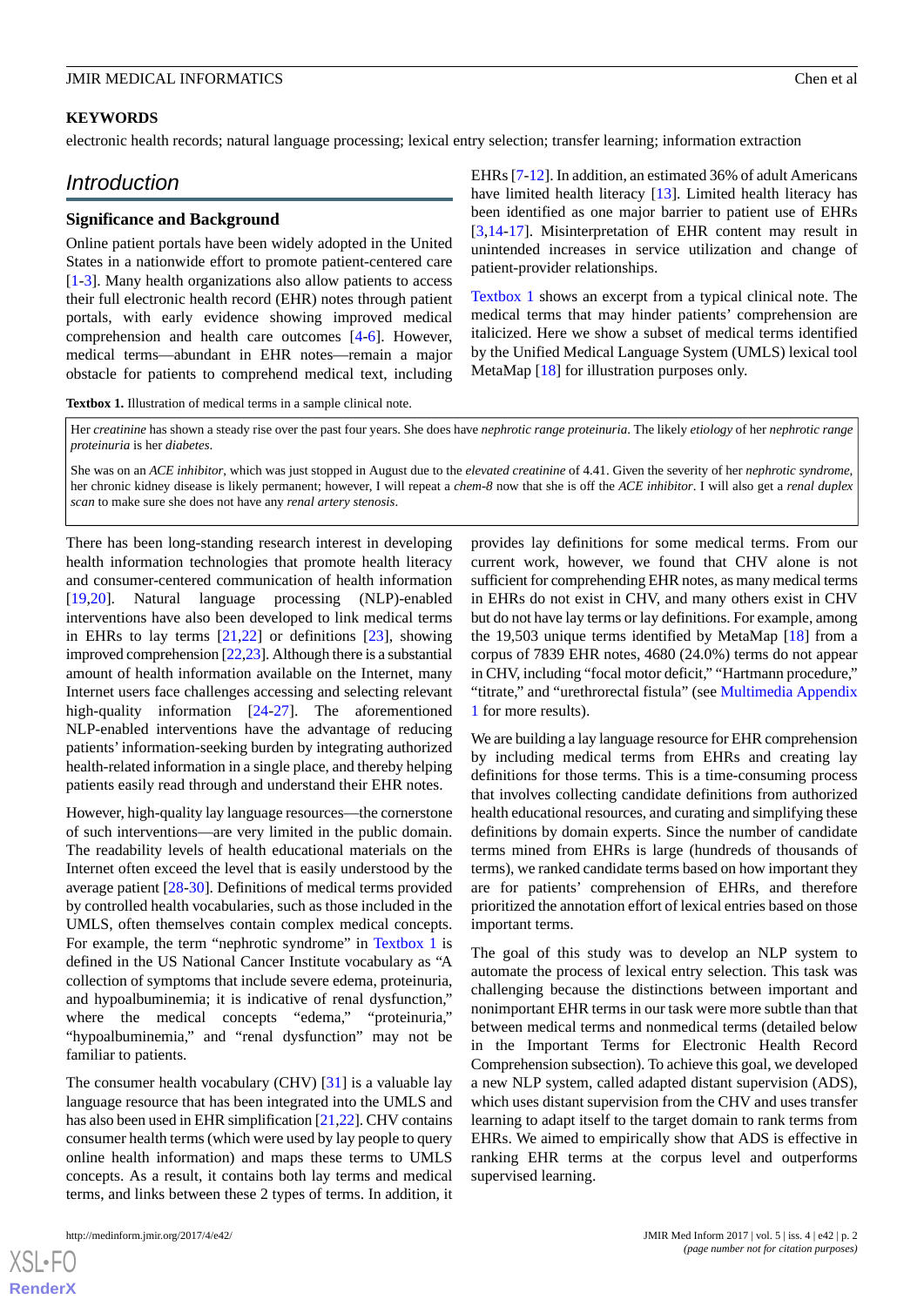**KEYWORDS**

electronic health records; natural language processing; lexical entry selection; transfer learning; information extraction

## Introduction

### Significance and Background

Online patient portals have been widely adopted in the United States in a nationwide effort to promote patient-centered care [1-3]. Many health organizations also allow patients to access their full electronic health record (EHR) notes through patient portals, with early evidence showing improved medical comprehension and health care outcomes [4-6]. However, medical terms—abundant in EHR notes—remain a major obstacle for patients to comprehend medical text, including EHRs [7-12]. In addition, an estimated 36% of adult Americans have limited health literacy [13]. Limited health literacy has been identified as one major barrier to patient use of EHRs [3,14-17]. Misinterpretation of EHR content may result in unintended increases in service utilization and change of patient-provider relationships.

Textbox 1 shows an excerpt from a typical clinical note. The medical terms that may hinder patients' comprehension are italicized. Here we show a subset of medical terms identified by the Unified Medical Language System (UMLS) lexical tool MetaMap [18] for illustration purposes only.

**Textbox 1.** Illustration of medical terms in a sample clinical note.

> Her *creatinine* has shown a steady rise over the past four years. She does have *nephrotic range proteinuria*. The likely *etiology* of her *nephrotic range proteinuria* is her *diabetes*.
>
> She was on an *ACE inhibitor*, which was just stopped in August due to the *elevated creatinine* of 4.41. Given the severity of her *nephrotic syndrome*, her chronic kidney disease is likely permanent; however, I will repeat a *chem-8* now that she is off the *ACE inhibitor*. I will also get a *renal duplex scan* to make sure she does not have any *renal artery stenosis*.

There has been long-standing research interest in developing health information technologies that promote health literacy and consumer-centered communication of health information [19,20]. Natural language processing (NLP)-enabled interventions have also been developed to link medical terms in EHRs to lay terms [21,22] or definitions [23], showing improved comprehension [22,23]. Although there is a substantial amount of health information available on the Internet, many Internet users face challenges accessing and selecting relevant high-quality information [24-27]. The aforementioned NLP-enabled interventions have the advantage of reducing patients' information-seeking burden by integrating authorized health-related information in a single place, and thereby helping patients easily read through and understand their EHR notes.

However, high-quality lay language resources—the cornerstone of such interventions—are very limited in the public domain. The readability levels of health educational materials on the Internet often exceed the level that is easily understood by the average patient [28-30]. Definitions of medical terms provided by controlled health vocabularies, such as those included in the UMLS, often themselves contain complex medical concepts. For example, the term "nephrotic syndrome" in Textbox 1 is defined in the US National Cancer Institute vocabulary as "A collection of symptoms that include severe edema, proteinuria, and hypoalbuminemia; it is indicative of renal dysfunction," where the medical concepts "edema," "proteinuria," "hypoalbuminemia," and "renal dysfunction" may not be familiar to patients.

The consumer health vocabulary (CHV) [31] is a valuable lay language resource that has been integrated into the UMLS and has also been used in EHR simplification [21,22]. CHV contains consumer health terms (which were used by lay people to query online health information) and maps these terms to UMLS concepts. As a result, it contains both lay terms and medical terms, and links between these 2 types of terms. In addition, it provides lay definitions for some medical terms. From our current work, however, we found that CHV alone is not sufficient for comprehending EHR notes, as many medical terms in EHRs do not exist in CHV, and many others exist in CHV but do not have lay terms or lay definitions. For example, among the 19,503 unique terms identified by MetaMap [18] from a corpus of 7839 EHR notes, 4680 (24.0%) terms do not appear in CHV, including "focal motor deficit," "Hartmann procedure," "titrate," and "urethrorectal fistula" (see Multimedia Appendix 1 for more results).

We are building a lay language resource for EHR comprehension by including medical terms from EHRs and creating lay definitions for those terms. This is a time-consuming process that involves collecting candidate definitions from authorized health educational resources, and curating and simplifying these definitions by domain experts. Since the number of candidate terms mined from EHRs is large (hundreds of thousands of terms), we ranked candidate terms based on how important they are for patients' comprehension of EHRs, and therefore prioritized the annotation effort of lexical entries based on those important terms.

The goal of this study was to develop an NLP system to automate the process of lexical entry selection. This task was challenging because the distinctions between important and nonimportant EHR terms in our task were more subtle than that between medical terms and nonmedical terms (detailed below in the Important Terms for Electronic Health Record Comprehension subsection). To achieve this goal, we developed a new NLP system, called adapted distant supervision (ADS), which uses distant supervision from the CHV and uses transfer learning to adapt itself to the target domain to rank terms from EHRs. We aimed to empirically show that ADS is effective in ranking EHR terms at the corpus level and outperforms supervised learning.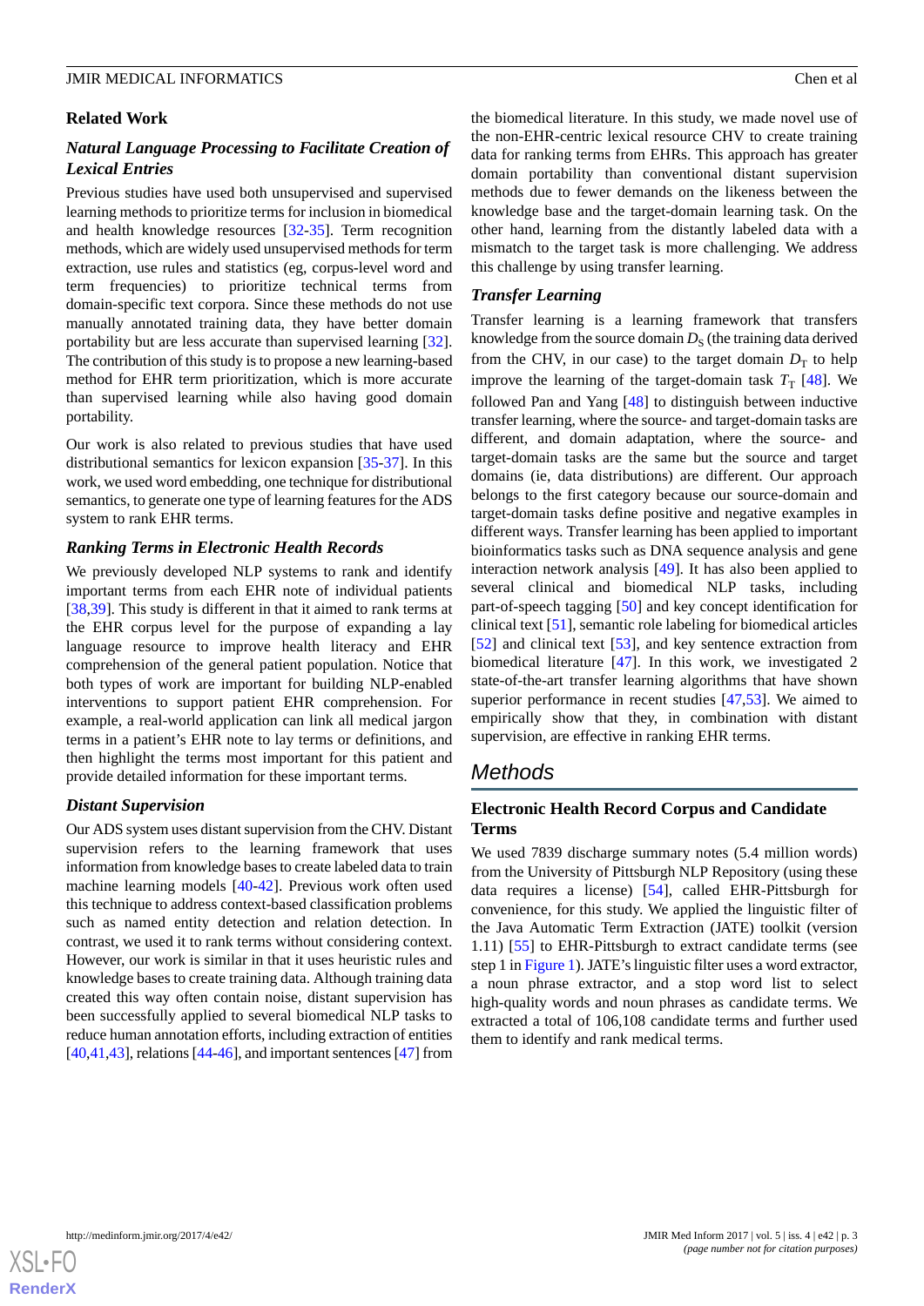## Related Work

### *Natural Language Processing to Facilitate Creation of Lexical Entries*

Previous studies have used both unsupervised and supervised learning methods to prioritize terms for inclusion in biomedical and health knowledge resources [32-35]. Term recognition methods, which are widely used unsupervised methods for term extraction, use rules and statistics (eg, corpus-level word and term frequencies) to prioritize technical terms from domain-specific text corpora. Since these methods do not use manually annotated training data, they have better domain portability but are less accurate than supervised learning [32]. The contribution of this study is to propose a new learning-based method for EHR term prioritization, which is more accurate than supervised learning while also having good domain portability.

Our work is also related to previous studies that have used distributional semantics for lexicon expansion [35-37]. In this work, we used word embedding, one technique for distributional semantics, to generate one type of learning features for the ADS system to rank EHR terms.

### *Ranking Terms in Electronic Health Records*

We previously developed NLP systems to rank and identify important terms from each EHR note of individual patients [38,39]. This study is different in that it aimed to rank terms at the EHR corpus level for the purpose of expanding a lay language resource to improve health literacy and EHR comprehension of the general patient population. Notice that both types of work are important for building NLP-enabled interventions to support patient EHR comprehension. For example, a real-world application can link all medical jargon terms in a patient's EHR note to lay terms or definitions, and then highlight the terms most important for this patient and provide detailed information for these important terms.

### *Distant Supervision*

Our ADS system uses distant supervision from the CHV. Distant supervision refers to the learning framework that uses information from knowledge bases to create labeled data to train machine learning models [40-42]. Previous work often used this technique to address context-based classification problems such as named entity detection and relation detection. In contrast, we used it to rank terms without considering context. However, our work is similar in that it uses heuristic rules and knowledge bases to create training data. Although training data created this way often contain noise, distant supervision has been successfully applied to several biomedical NLP tasks to reduce human annotation efforts, including extraction of entities [40,41,43], relations [44-46], and important sentences [47] from the biomedical literature. In this study, we made novel use of the non-EHR-centric lexical resource CHV to create training data for ranking terms from EHRs. This approach has greater domain portability than conventional distant supervision methods due to fewer demands on the likeness between the knowledge base and the target-domain learning task. On the other hand, learning from the distantly labeled data with a mismatch to the target task is more challenging. We address this challenge by using transfer learning.

### *Transfer Learning*

Transfer learning is a learning framework that transfers knowledge from the source domain $D_S$ (the training data derived from the CHV, in our case) to the target domain $D_T$ to help improve the learning of the target-domain task $T_T$ [48]. We followed Pan and Yang [48] to distinguish between inductive transfer learning, where the source- and target-domain tasks are different, and domain adaptation, where the source- and target-domain tasks are the same but the source and target domains (ie, data distributions) are different. Our approach belongs to the first category because our source-domain and target-domain tasks define positive and negative examples in different ways. Transfer learning has been applied to important bioinformatics tasks such as DNA sequence analysis and gene interaction network analysis [49]. It has also been applied to several clinical and biomedical NLP tasks, including part-of-speech tagging [50] and key concept identification for clinical text [51], semantic role labeling for biomedical articles [52] and clinical text [53], and key sentence extraction from biomedical literature [47]. In this work, we investigated 2 state-of-the-art transfer learning algorithms that have shown superior performance in recent studies [47,53]. We aimed to empirically show that they, in combination with distant supervision, are effective in ranking EHR terms.

# Methods

## Electronic Health Record Corpus and Candidate Terms

We used 7839 discharge summary notes (5.4 million words) from the University of Pittsburgh NLP Repository (using these data requires a license) [54], called EHR-Pittsburgh for convenience, for this study. We applied the linguistic filter of the Java Automatic Term Extraction (JATE) toolkit (version 1.11) [55] to EHR-Pittsburgh to extract candidate terms (see step 1 in Figure 1). JATE's linguistic filter uses a word extractor, a noun phrase extractor, and a stop word list to select high-quality words and noun phrases as candidate terms. We extracted a total of 106,108 candidate terms and further used them to identify and rank medical terms.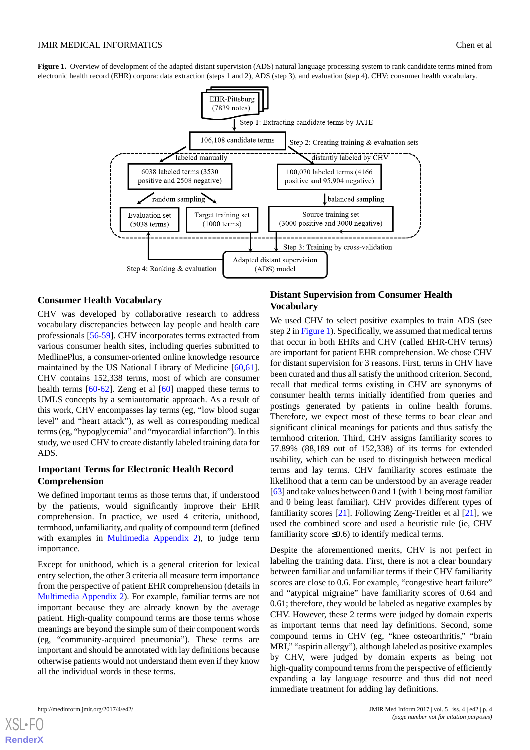**Figure 1.** Overview of development of the adapted distant supervision (ADS) natural language processing system to rank candidate terms mined from electronic health record (EHR) corpora: data extraction (steps 1 and 2), ADS (step 3), and evaluation (step 4). CHV: consumer health vocabulary.

EHR-Pittsburg (7839 notes)

Step 1: Extracting candidate terms by JATE

106,108 candidate terms

Step 2: Creating training & evaluation sets

labeled manually

distantly labeled by CHV

6038 labeled terms (3530 positive and 2508 negative)

100,070 labeled terms (4166 positive and 95,904 negative)

random sampling

balanced sampling

Evaluation set (5038 terms)

Target training set (1000 terms)

Source training set (3000 positive and 3000 negative)

Step 3: Training by cross-validation

Adapted distant supervision (ADS) model

Step 4: Ranking & evaluation

### Consumer Health Vocabulary

CHV was developed by collaborative research to address vocabulary discrepancies between lay people and health care professionals [56-59]. CHV incorporates terms extracted from various consumer health sites, including queries submitted to MedlinePlus, a consumer-oriented online knowledge resource maintained by the US National Library of Medicine [60,61]. CHV contains 152,338 terms, most of which are consumer health terms [60-62]. Zeng et al [60] mapped these terms to UMLS concepts by a semiautomatic approach. As a result of this work, CHV encompasses lay terms (eg, "low blood sugar level" and "heart attack"), as well as corresponding medical terms (eg, "hypoglycemia" and "myocardial infarction"). In this study, we used CHV to create distantly labeled training data for ADS.

### Important Terms for Electronic Health Record Comprehension

We defined important terms as those terms that, if understood by the patients, would significantly improve their EHR comprehension. In practice, we used 4 criteria, unithood, termhood, unfamiliarity, and quality of compound term (defined with examples in Multimedia Appendix 2), to judge term importance.

Except for unithood, which is a general criterion for lexical entry selection, the other 3 criteria all measure term importance from the perspective of patient EHR comprehension (details in Multimedia Appendix 2). For example, familiar terms are not important because they are already known by the average patient. High-quality compound terms are those terms whose meanings are beyond the simple sum of their component words (eg, "community-acquired pneumonia"). These terms are important and should be annotated with lay definitions because otherwise patients would not understand them even if they know all the individual words in these terms.

### Distant Supervision from Consumer Health Vocabulary

We used CHV to select positive examples to train ADS (see step 2 in Figure 1). Specifically, we assumed that medical terms that occur in both EHRs and CHV (called EHR-CHV terms) are important for patient EHR comprehension. We chose CHV for distant supervision for 3 reasons. First, terms in CHV have been curated and thus all satisfy the unithood criterion. Second, recall that medical terms existing in CHV are synonyms of consumer health terms initially identified from queries and postings generated by patients in online health forums. Therefore, we expect most of these terms to bear clear and significant clinical meanings for patients and thus satisfy the termhood criterion. Third, CHV assigns familiarity scores to 57.89% (88,189 out of 152,338) of its terms for extended usability, which can be used to distinguish between medical terms and lay terms. CHV familiarity scores estimate the likelihood that a term can be understood by an average reader [63] and take values between 0 and 1 (with 1 being most familiar and 0 being least familiar). CHV provides different types of familiarity scores [21]. Following Zeng-Treitler et al [21], we used the combined score and used a heuristic rule (ie, CHV familiarity score ≤0.6) to identify medical terms.

Despite the aforementioned merits, CHV is not perfect in labeling the training data. First, there is not a clear boundary between familiar and unfamiliar terms if their CHV familiarity scores are close to 0.6. For example, "congestive heart failure" and "atypical migraine" have familiarity scores of 0.64 and 0.61; therefore, they would be labeled as negative examples by CHV. However, these 2 terms were judged by domain experts as important terms that need lay definitions. Second, some compound terms in CHV (eg, "knee osteoarthritis," "brain MRI," "aspirin allergy"), although labeled as positive examples by CHV, were judged by domain experts as being not high-quality compound terms from the perspective of efficiently expanding a lay language resource and thus did not need immediate treatment for adding lay definitions.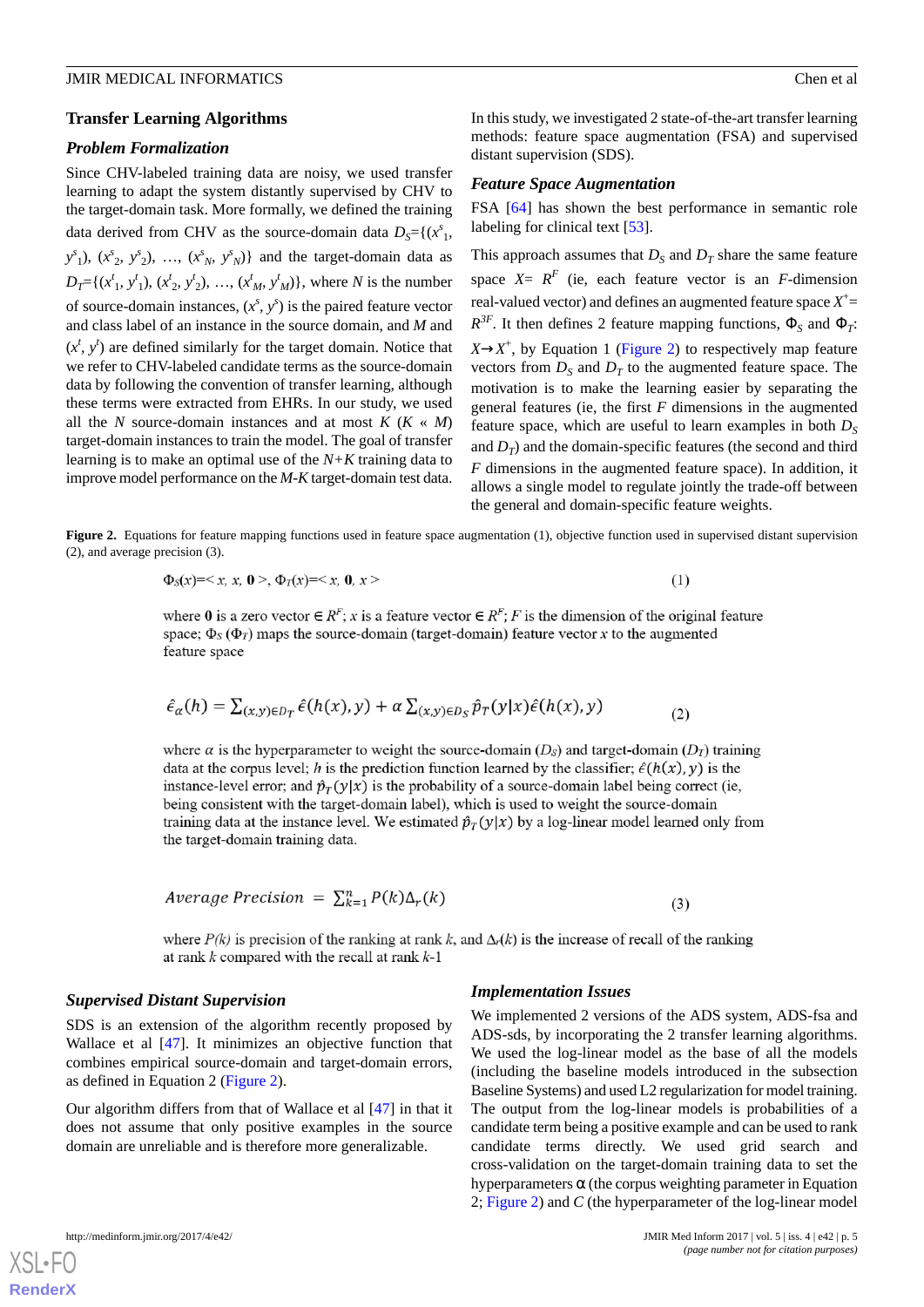## Transfer Learning Algorithms

### Problem Formalization

Since CHV-labeled training data are noisy, we used transfer learning to adapt the system distantly supervised by CHV to the target-domain task. More formally, we defined the training data derived from CHV as the source-domain data $D_S=\{(x^s_1, y^s_1), (x^s_2, y^s_2), \ldots, (x^s_N, y^s_N)\}$ and the target-domain data as $D_T=\{(x^t_1, y^t_1), (x^t_2, y^t_2), \ldots, (x^t_M, y^t_M)\}$, where $N$ is the number of source-domain instances, $(x^s, y^s)$ is the paired feature vector and class label of an instance in the source domain, and $M$ and $(x^t, y^t)$ are defined similarly for the target domain. Notice that we refer to CHV-labeled candidate terms as the source-domain data by following the convention of transfer learning, although these terms were extracted from EHRs. In our study, we used all the $N$ source-domain instances and at most $K$ ($K \ll M$) target-domain instances to train the model. The goal of transfer learning is to make an optimal use of the $N+K$ training data to improve model performance on the $M$-$K$ target-domain test data.

In this study, we investigated 2 state-of-the-art transfer learning methods: feature space augmentation (FSA) and supervised distant supervision (SDS).

### Feature Space Augmentation

FSA [64] has shown the best performance in semantic role labeling for clinical text [53].

This approach assumes that $D_S$ and $D_T$ share the same feature space $X=R^F$ (ie, each feature vector is an $F$-dimension real-valued vector) and defines an augmented feature space $X^+=R^{3F}$. It then defines 2 feature mapping functions, $\Phi_S$ and $\Phi_T$: $X \rightarrow X^+$, by Equation 1 (Figure 2) to respectively map feature vectors from $D_S$ and $D_T$ to the augmented feature space. The motivation is to make the learning easier by separating the general features (ie, the first $F$ dimensions in the augmented feature space, which are useful to learn examples in both $D_S$ and $D_T$) and the domain-specific features (the second and third $F$ dimensions in the augmented feature space). In addition, it allows a single model to regulate jointly the trade-off between the general and domain-specific feature weights.

**Figure 2.** Equations for feature mapping functions used in feature space augmentation (1), objective function used in supervised distant supervision (2), and average precision (3).

$$\Phi_S(x)=\langle x, x, \mathbf{0} \rangle, \Phi_T(x)=\langle x, \mathbf{0}, x \rangle \quad (1)$$

where $\mathbf{0}$ is a zero vector $\in R^F$; $x$ is a feature vector $\in R^F$; $F$ is the dimension of the original feature space; $\Phi_S$ ($\Phi_T$) maps the source-domain (target-domain) feature vector $x$ to the augmented feature space

$$\hat{\epsilon}_\alpha(h) = \sum_{(x,y)\in D_T} \hat{\epsilon}(h(x), y) + \alpha \sum_{(x,y)\in D_S} \hat{p}_T(y|x)\hat{\epsilon}(h(x), y) \quad (2)$$

where $\alpha$ is the hyperparameter to weight the source-domain ($D_S$) and target-domain ($D_T$) training data at the corpus level; $h$ is the prediction function learned by the classifier; $\hat{\epsilon}(h(x), y)$ is the instance-level error; and $\hat{p}_T(y|x)$ is the probability of a source-domain label being correct (ie, being consistent with the target-domain label), which is used to weight the source-domain training data at the instance level. We estimated $\hat{p}_T(y|x)$ by a log-linear model learned only from the target-domain training data.

$$Average\ Precision = \sum_{k=1}^{n} P(k)\Delta_r(k) \quad (3)$$

where $P(k)$ is precision of the ranking at rank $k$, and $\Delta_r(k)$ is the increase of recall of the ranking at rank $k$ compared with the recall at rank $k$-1

### Supervised Distant Supervision

SDS is an extension of the algorithm recently proposed by Wallace et al [47]. It minimizes an objective function that combines empirical source-domain and target-domain errors, as defined in Equation 2 (Figure 2).

Our algorithm differs from that of Wallace et al [47] in that it does not assume that only positive examples in the source domain are unreliable and is therefore more generalizable.

### Implementation Issues

We implemented 2 versions of the ADS system, ADS-fsa and ADS-sds, by incorporating the 2 transfer learning algorithms. We used the log-linear model as the base of all the models (including the baseline models introduced in the subsection Baseline Systems) and used L2 regularization for model training. The output from the log-linear models is probabilities of a candidate term being a positive example and can be used to rank candidate terms directly. We used grid search and cross-validation on the target-domain training data to set the hyperparameters $\alpha$ (the corpus weighting parameter in Equation 2; Figure 2) and $C$ (the hyperparameter of the log-linear model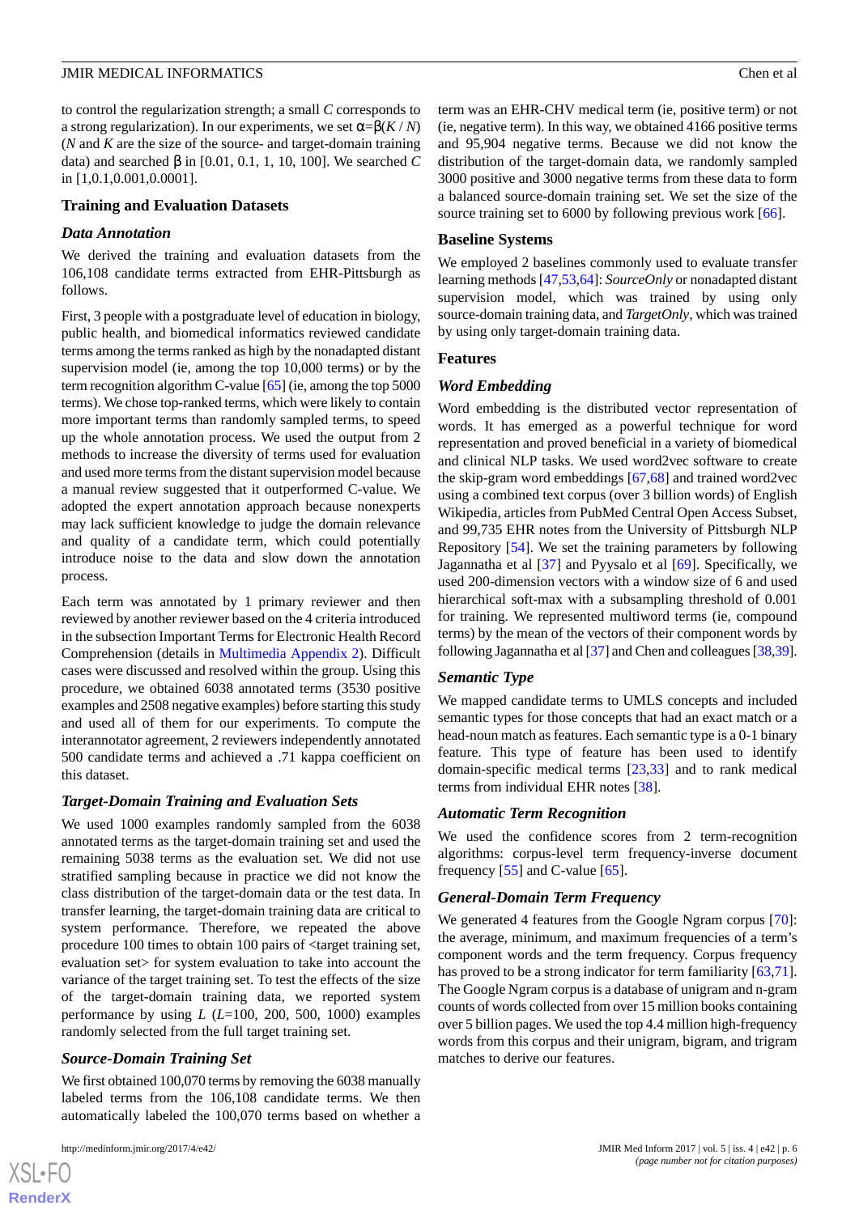to control the regularization strength; a small $C$ corresponds to a strong regularization). In our experiments, we set $\alpha=\beta(K / N)$ ($N$ and $K$ are the size of the source- and target-domain training data) and searched $\beta$ in [0.01, 0.1, 1, 10, 100]. We searched $C$ in [1,0.1,0.001,0.0001].

## Training and Evaluation Datasets

### Data Annotation

We derived the training and evaluation datasets from the 106,108 candidate terms extracted from EHR-Pittsburgh as follows.

First, 3 people with a postgraduate level of education in biology, public health, and biomedical informatics reviewed candidate terms among the terms ranked as high by the nonadapted distant supervision model (ie, among the top 10,000 terms) or by the term recognition algorithm C-value [65] (ie, among the top 5000 terms). We chose top-ranked terms, which were likely to contain more important terms than randomly sampled terms, to speed up the whole annotation process. We used the output from 2 methods to increase the diversity of terms used for evaluation and used more terms from the distant supervision model because a manual review suggested that it outperformed C-value. We adopted the expert annotation approach because nonexperts may lack sufficient knowledge to judge the domain relevance and quality of a candidate term, which could potentially introduce noise to the data and slow down the annotation process.

Each term was annotated by 1 primary reviewer and then reviewed by another reviewer based on the 4 criteria introduced in the subsection Important Terms for Electronic Health Record Comprehension (details in Multimedia Appendix 2). Difficult cases were discussed and resolved within the group. Using this procedure, we obtained 6038 annotated terms (3530 positive examples and 2508 negative examples) before starting this study and used all of them for our experiments. To compute the interannotator agreement, 2 reviewers independently annotated 500 candidate terms and achieved a .71 kappa coefficient on this dataset.

### Target-Domain Training and Evaluation Sets

We used 1000 examples randomly sampled from the 6038 annotated terms as the target-domain training set and used the remaining 5038 terms as the evaluation set. We did not use stratified sampling because in practice we did not know the class distribution of the target-domain data or the test data. In transfer learning, the target-domain training data are critical to system performance. Therefore, we repeated the above procedure 100 times to obtain 100 pairs of <target training set, evaluation set> for system evaluation to take into account the variance of the target training set. To test the effects of the size of the target-domain training data, we reported system performance by using $L$ ($L$=100, 200, 500, 1000) examples randomly selected from the full target training set.

### Source-Domain Training Set

We first obtained 100,070 terms by removing the 6038 manually labeled terms from the 106,108 candidate terms. We then automatically labeled the 100,070 terms based on whether a term was an EHR-CHV medical term (ie, positive term) or not (ie, negative term). In this way, we obtained 4166 positive terms and 95,904 negative terms. Because we did not know the distribution of the target-domain data, we randomly sampled 3000 positive and 3000 negative terms from these data to form a balanced source-domain training set. We set the size of the source training set to 6000 by following previous work [66].

## Baseline Systems

We employed 2 baselines commonly used to evaluate transfer learning methods [47,53,64]: *SourceOnly* or nonadapted distant supervision model, which was trained by using only source-domain training data, and *TargetOnly*, which was trained by using only target-domain training data.

## Features

### Word Embedding

Word embedding is the distributed vector representation of words. It has emerged as a powerful technique for word representation and proved beneficial in a variety of biomedical and clinical NLP tasks. We used word2vec software to create the skip-gram word embeddings [67,68] and trained word2vec using a combined text corpus (over 3 billion words) of English Wikipedia, articles from PubMed Central Open Access Subset, and 99,735 EHR notes from the University of Pittsburgh NLP Repository [54]. We set the training parameters by following Jagannatha et al [37] and Pyysalo et al [69]. Specifically, we used 200-dimension vectors with a window size of 6 and used hierarchical soft-max with a subsampling threshold of 0.001 for training. We represented multiword terms (ie, compound terms) by the mean of the vectors of their component words by following Jagannatha et al [37] and Chen and colleagues [38,39].

### Semantic Type

We mapped candidate terms to UMLS concepts and included semantic types for those concepts that had an exact match or a head-noun match as features. Each semantic type is a 0-1 binary feature. This type of feature has been used to identify domain-specific medical terms [23,33] and to rank medical terms from individual EHR notes [38].

### Automatic Term Recognition

We used the confidence scores from 2 term-recognition algorithms: corpus-level term frequency-inverse document frequency [55] and C-value [65].

### General-Domain Term Frequency

We generated 4 features from the Google Ngram corpus [70]: the average, minimum, and maximum frequencies of a term's component words and the term frequency. Corpus frequency has proved to be a strong indicator for term familiarity [63,71]. The Google Ngram corpus is a database of unigram and n-gram counts of words collected from over 15 million books containing over 5 billion pages. We used the top 4.4 million high-frequency words from this corpus and their unigram, bigram, and trigram matches to derive our features.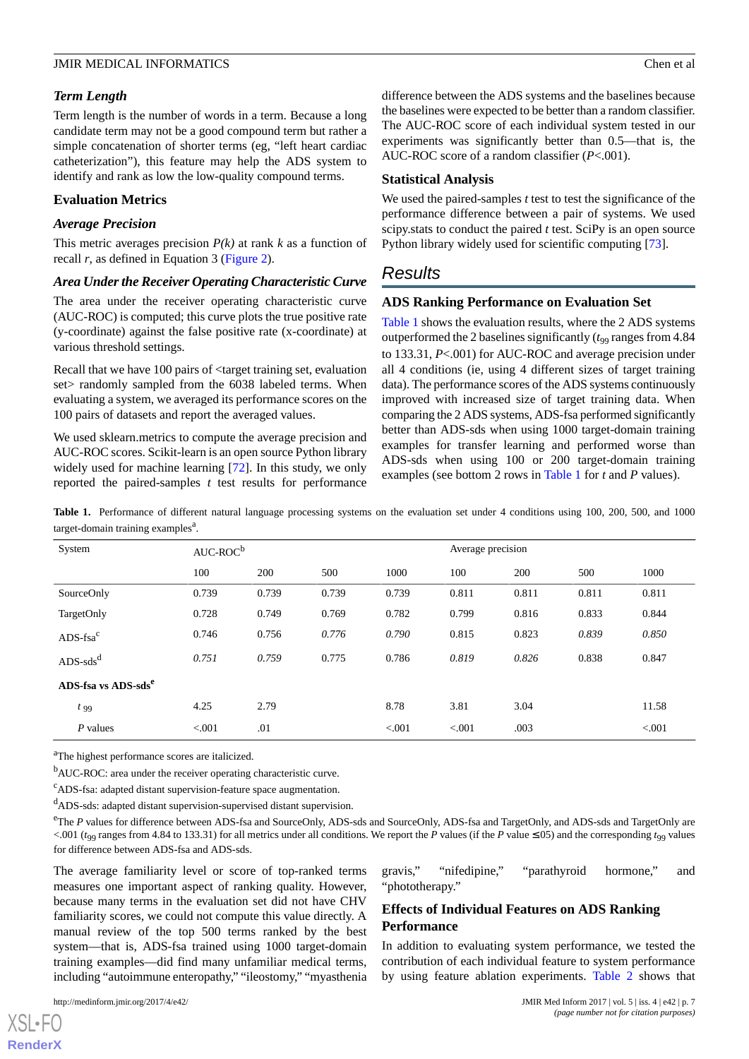### Term Length

Term length is the number of words in a term. Because a long candidate term may not be a good compound term but rather a simple concatenation of shorter terms (eg, "left heart cardiac catheterization"), this feature may help the ADS system to identify and rank as low the low-quality compound terms.

## Evaluation Metrics

### Average Precision

This metric averages precision *P(k)* at rank *k* as a function of recall *r*, as defined in Equation 3 (Figure 2).

### Area Under the Receiver Operating Characteristic Curve

The area under the receiver operating characteristic curve (AUC-ROC) is computed; this curve plots the true positive rate (y-coordinate) against the false positive rate (x-coordinate) at various threshold settings.

Recall that we have 100 pairs of <target training set, evaluation set> randomly sampled from the 6038 labeled terms. When evaluating a system, we averaged its performance scores on the 100 pairs of datasets and report the averaged values.

We used sklearn.metrics to compute the average precision and AUC-ROC scores. Scikit-learn is an open source Python library widely used for machine learning [72]. In this study, we only reported the paired-samples *t* test results for performance difference between the ADS systems and the baselines because the baselines were expected to be better than a random classifier. The AUC-ROC score of each individual system tested in our experiments was significantly better than 0.5—that is, the AUC-ROC score of a random classifier ($P<.001$).

## Statistical Analysis

We used the paired-samples *t* test to test the significance of the performance difference between a pair of systems. We used scipy.stats to conduct the paired *t* test. SciPy is an open source Python library widely used for scientific computing [73].

# Results

## ADS Ranking Performance on Evaluation Set

Table 1 shows the evaluation results, where the 2 ADS systems outperformed the 2 baselines significantly ($t_{99}$ ranges from 4.84 to 133.31, $P<.001$) for AUC-ROC and average precision under all 4 conditions (ie, using 4 different sizes of target training data). The performance scores of the ADS systems continuously improved with increased size of target training data. When comparing the 2 ADS systems, ADS-fsa performed significantly better than ADS-sds when using 1000 target-domain training examples for transfer learning and performed worse than ADS-sds when using 100 or 200 target-domain training examples (see bottom 2 rows in Table 1 for *t* and *P* values).

**Table 1.** Performance of different natural language processing systems on the evaluation set under 4 conditions using 100, 200, 500, and 1000 target-domain training examples[a].

| System | AUC-ROC[b] | | | | Average precision | | | |
|---|---|---|---|---|---|---|---|---|
| | 100 | 200 | 500 | 1000 | 100 | 200 | 500 | 1000 |
| SourceOnly | 0.739 | 0.739 | 0.739 | 0.739 | 0.811 | 0.811 | 0.811 | 0.811 |
| TargetOnly | 0.728 | 0.749 | 0.769 | 0.782 | 0.799 | 0.816 | 0.833 | 0.844 |
| ADS-fsa[c] | 0.746 | 0.756 | *0.776* | *0.790* | 0.815 | 0.823 | *0.839* | *0.850* |
| ADS-sds[d] | *0.751* | *0.759* | 0.775 | 0.786 | *0.819* | *0.826* | 0.838 | 0.847 |
| **ADS-fsa vs ADS-sds[e]** | | | | | | | | |
| $t_{99}$ | 4.25 | 2.79 | | 8.78 | 3.81 | 3.04 | | 11.58 |
| *P* values | <.001 | .01 | | <.001 | <.001 | .003 | | <.001 |

[a]The highest performance scores are italicized.

[b]AUC-ROC: area under the receiver operating characteristic curve.

[c]ADS-fsa: adapted distant supervision-feature space augmentation.

[d]ADS-sds: adapted distant supervision-supervised distant supervision.

[e]The *P* values for difference between ADS-fsa and SourceOnly, ADS-sds and SourceOnly, ADS-fsa and TargetOnly, and ADS-sds and TargetOnly are <.001 ($t_{99}$ ranges from 4.84 to 133.31) for all metrics under all conditions. We report the *P* values (if the *P* value ≤.05) and the corresponding $t_{99}$ values for difference between ADS-fsa and ADS-sds.

The average familiarity level or score of top-ranked terms measures one important aspect of ranking quality. However, because many terms in the evaluation set did not have CHV familiarity scores, we could not compute this value directly. A manual review of the top 500 terms ranked by the best system—that is, ADS-fsa trained using 1000 target-domain training examples—did find many unfamiliar medical terms, including "autoimmune enteropathy," "ileostomy," "myasthenia gravis," "nifedipine," "parathyroid hormone," and "phototherapy."

## Effects of Individual Features on ADS Ranking Performance

In addition to evaluating system performance, we tested the contribution of each individual feature to system performance by using feature ablation experiments. Table 2 shows that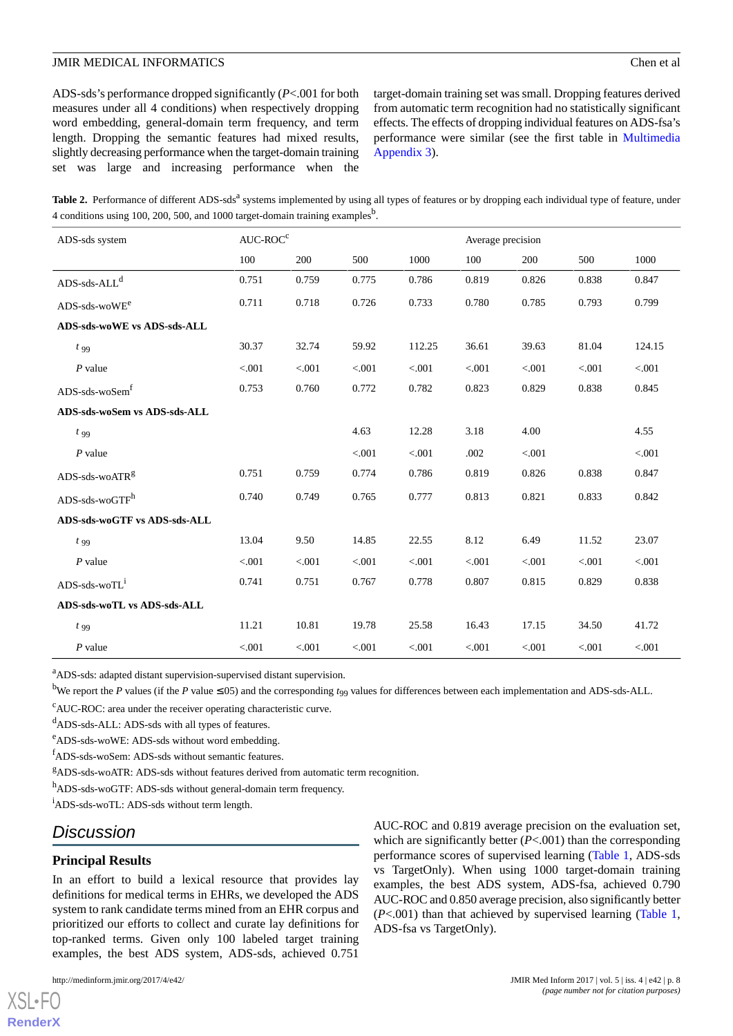ADS-sds's performance dropped significantly (*P*<.001 for both measures under all 4 conditions) when respectively dropping word embedding, general-domain term frequency, and term length. Dropping the semantic features had mixed results, slightly decreasing performance when the target-domain training set was large and increasing performance when the target-domain training set was small. Dropping features derived from automatic term recognition had no statistically significant effects. The effects of dropping individual features on ADS-fsa's performance were similar (see the first table in Multimedia Appendix 3).

**Table 2.** Performance of different ADS-sds[a] systems implemented by using all types of features or by dropping each individual type of feature, under 4 conditions using 100, 200, 500, and 1000 target-domain training examples[b].

| ADS-sds system | AUC-ROC[c] | | | | Average precision | | | |
|---|---|---|---|---|---|---|---|---|
| | 100 | 200 | 500 | 1000 | 100 | 200 | 500 | 1000 |
| ADS-sds-ALL[d] | 0.751 | 0.759 | 0.775 | 0.786 | 0.819 | 0.826 | 0.838 | 0.847 |
| ADS-sds-woWE[e] | 0.711 | 0.718 | 0.726 | 0.733 | 0.780 | 0.785 | 0.793 | 0.799 |
| **ADS-sds-woWE vs ADS-sds-ALL** | | | | | | | | |
| $t_{99}$ | 30.37 | 32.74 | 59.92 | 112.25 | 36.61 | 39.63 | 81.04 | 124.15 |
| *P* value | <.001 | <.001 | <.001 | <.001 | <.001 | <.001 | <.001 | <.001 |
| ADS-sds-woSem[f] | 0.753 | 0.760 | 0.772 | 0.782 | 0.823 | 0.829 | 0.838 | 0.845 |
| **ADS-sds-woSem vs ADS-sds-ALL** | | | | | | | | |
| $t_{99}$ | | | 4.63 | 12.28 | 3.18 | 4.00 | | 4.55 |
| *P* value | | | <.001 | <.001 | .002 | <.001 | | <.001 |
| ADS-sds-woATR[g] | 0.751 | 0.759 | 0.774 | 0.786 | 0.819 | 0.826 | 0.838 | 0.847 |
| ADS-sds-woGTF[h] | 0.740 | 0.749 | 0.765 | 0.777 | 0.813 | 0.821 | 0.833 | 0.842 |
| **ADS-sds-woGTF vs ADS-sds-ALL** | | | | | | | | |
| $t_{99}$ | 13.04 | 9.50 | 14.85 | 22.55 | 8.12 | 6.49 | 11.52 | 23.07 |
| *P* value | <.001 | <.001 | <.001 | <.001 | <.001 | <.001 | <.001 | <.001 |
| ADS-sds-woTL[i] | 0.741 | 0.751 | 0.767 | 0.778 | 0.807 | 0.815 | 0.829 | 0.838 |
| **ADS-sds-woTL vs ADS-sds-ALL** | | | | | | | | |
| $t_{99}$ | 11.21 | 10.81 | 19.78 | 25.58 | 16.43 | 17.15 | 34.50 | 41.72 |
| *P* value | <.001 | <.001 | <.001 | <.001 | <.001 | <.001 | <.001 | <.001 |

[a]ADS-sds: adapted distant supervision-supervised distant supervision.

[b]We report the *P* values (if the *P* value ≤.05) and the corresponding $t_{99}$ values for differences between each implementation and ADS-sds-ALL.

[c]AUC-ROC: area under the receiver operating characteristic curve.

[d]ADS-sds-ALL: ADS-sds with all types of features.

[e]ADS-sds-woWE: ADS-sds without word embedding.

[f]ADS-sds-woSem: ADS-sds without semantic features.

[g]ADS-sds-woATR: ADS-sds without features derived from automatic term recognition.

[h]ADS-sds-woGTF: ADS-sds without general-domain term frequency.

[i]ADS-sds-woTL: ADS-sds without term length.

## Discussion

### Principal Results

In an effort to build a lexical resource that provides lay definitions for medical terms in EHRs, we developed the ADS system to rank candidate terms mined from an EHR corpus and prioritized our efforts to collect and curate lay definitions for top-ranked terms. Given only 100 labeled target training examples, the best ADS system, ADS-sds, achieved 0.751 AUC-ROC and 0.819 average precision on the evaluation set, which are significantly better (*P*<.001) than the corresponding performance scores of supervised learning (Table 1, ADS-sds vs TargetOnly). When using 1000 target-domain training examples, the best ADS system, ADS-fsa, achieved 0.790 AUC-ROC and 0.850 average precision, also significantly better (*P*<.001) than that achieved by supervised learning (Table 1, ADS-fsa vs TargetOnly).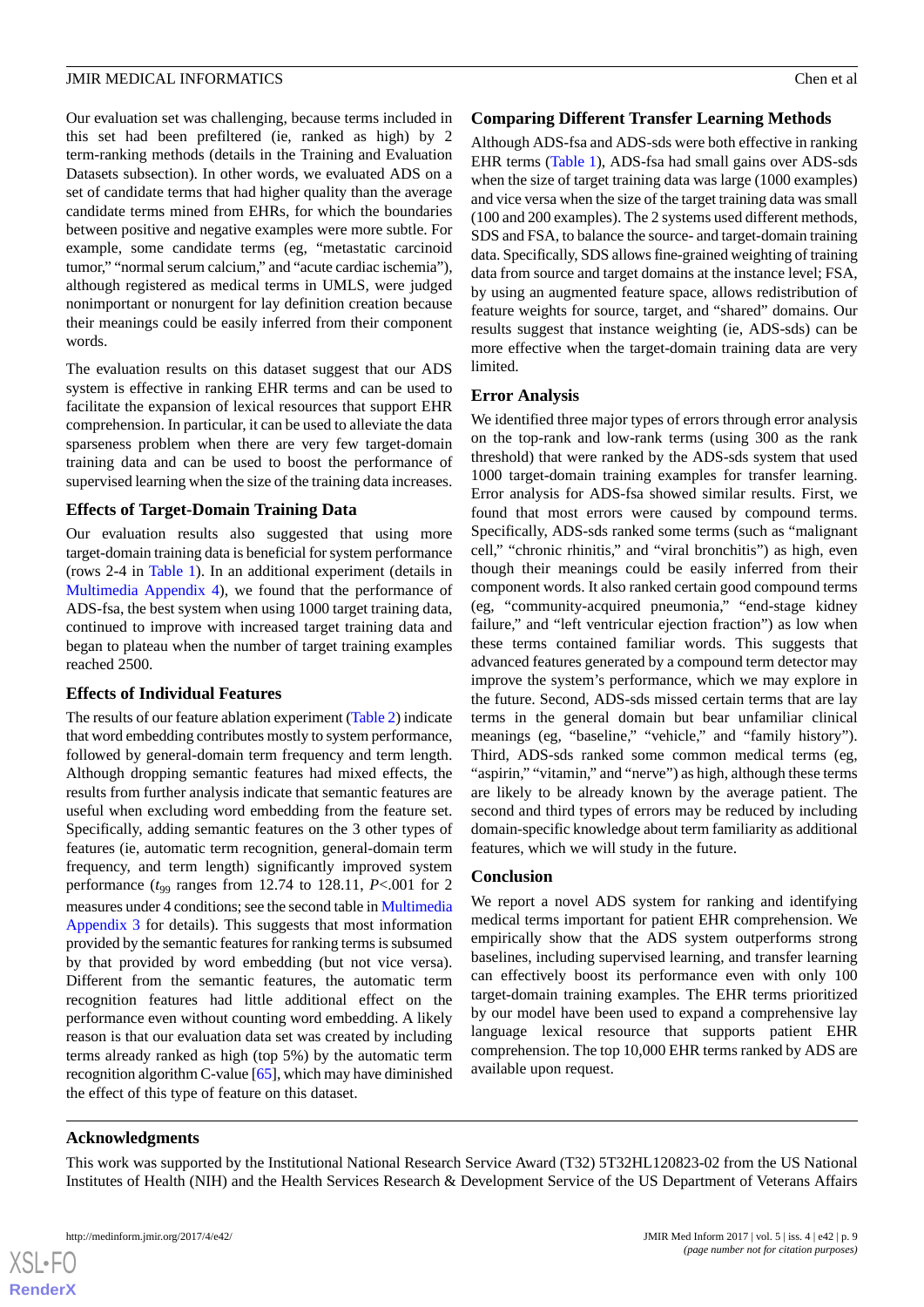Our evaluation set was challenging, because terms included in this set had been prefiltered (ie, ranked as high) by 2 term-ranking methods (details in the Training and Evaluation Datasets subsection). In other words, we evaluated ADS on a set of candidate terms that had higher quality than the average candidate terms mined from EHRs, for which the boundaries between positive and negative examples were more subtle. For example, some candidate terms (eg, "metastatic carcinoid tumor," "normal serum calcium," and "acute cardiac ischemia"), although registered as medical terms in UMLS, were judged nonimportant or nonurgent for lay definition creation because their meanings could be easily inferred from their component words.

The evaluation results on this dataset suggest that our ADS system is effective in ranking EHR terms and can be used to facilitate the expansion of lexical resources that support EHR comprehension. In particular, it can be used to alleviate the data sparseness problem when there are very few target-domain training data and can be used to boost the performance of supervised learning when the size of the training data increases.

### Effects of Target-Domain Training Data

Our evaluation results also suggested that using more target-domain training data is beneficial for system performance (rows 2-4 in Table 1). In an additional experiment (details in Multimedia Appendix 4), we found that the performance of ADS-fsa, the best system when using 1000 target training data, continued to improve with increased target training data and began to plateau when the number of target training examples reached 2500.

### Effects of Individual Features

The results of our feature ablation experiment (Table 2) indicate that word embedding contributes mostly to system performance, followed by general-domain term frequency and term length. Although dropping semantic features had mixed effects, the results from further analysis indicate that semantic features are useful when excluding word embedding from the feature set. Specifically, adding semantic features on the 3 other types of features (ie, automatic term recognition, general-domain term frequency, and term length) significantly improved system performance ($t_{99}$ ranges from 12.74 to 128.11, $P<.001$ for 2 measures under 4 conditions; see the second table in Multimedia Appendix 3 for details). This suggests that most information provided by the semantic features for ranking terms is subsumed by that provided by word embedding (but not vice versa). Different from the semantic features, the automatic term recognition features had little additional effect on the performance even without counting word embedding. A likely reason is that our evaluation data set was created by including terms already ranked as high (top 5%) by the automatic term recognition algorithm C-value [65], which may have diminished the effect of this type of feature on this dataset.

### Comparing Different Transfer Learning Methods

Although ADS-fsa and ADS-sds were both effective in ranking EHR terms (Table 1), ADS-fsa had small gains over ADS-sds when the size of target training data was large (1000 examples) and vice versa when the size of the target training data was small (100 and 200 examples). The 2 systems used different methods, SDS and FSA, to balance the source- and target-domain training data. Specifically, SDS allows fine-grained weighting of training data from source and target domains at the instance level; FSA, by using an augmented feature space, allows redistribution of feature weights for source, target, and "shared" domains. Our results suggest that instance weighting (ie, ADS-sds) can be more effective when the target-domain training data are very limited.

### Error Analysis

We identified three major types of errors through error analysis on the top-rank and low-rank terms (using 300 as the rank threshold) that were ranked by the ADS-sds system that used 1000 target-domain training examples for transfer learning. Error analysis for ADS-fsa showed similar results. First, we found that most errors were caused by compound terms. Specifically, ADS-sds ranked some terms (such as "malignant cell," "chronic rhinitis," and "viral bronchitis") as high, even though their meanings could be easily inferred from their component words. It also ranked certain good compound terms (eg, "community-acquired pneumonia," "end-stage kidney failure," and "left ventricular ejection fraction") as low when these terms contained familiar words. This suggests that advanced features generated by a compound term detector may improve the system's performance, which we may explore in the future. Second, ADS-sds missed certain terms that are lay terms in the general domain but bear unfamiliar clinical meanings (eg, "baseline," "vehicle," and "family history"). Third, ADS-sds ranked some common medical terms (eg, "aspirin," "vitamin," and "nerve") as high, although these terms are likely to be already known by the average patient. The second and third types of errors may be reduced by including domain-specific knowledge about term familiarity as additional features, which we will study in the future.

### Conclusion

We report a novel ADS system for ranking and identifying medical terms important for patient EHR comprehension. We empirically show that the ADS system outperforms strong baselines, including supervised learning, and transfer learning can effectively boost its performance even with only 100 target-domain training examples. The EHR terms prioritized by our model have been used to expand a comprehensive lay language lexical resource that supports patient EHR comprehension. The top 10,000 EHR terms ranked by ADS are available upon request.

## Acknowledgments

This work was supported by the Institutional National Research Service Award (T32) 5T32HL120823-02 from the US National Institutes of Health (NIH) and the Health Services Research & Development Service of the US Department of Veterans Affairs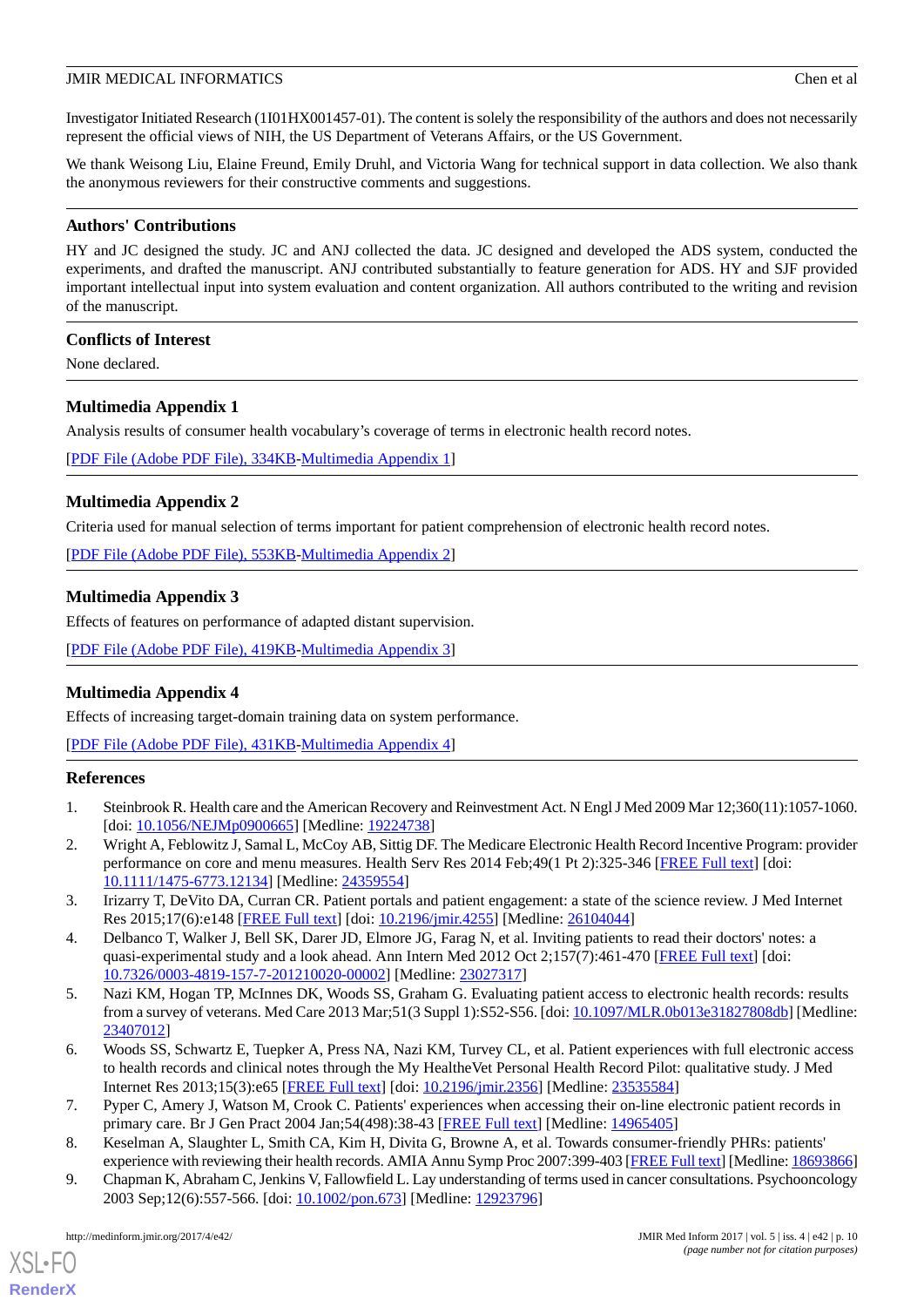Investigator Initiated Research (1I01HX001457-01). The content is solely the responsibility of the authors and does not necessarily represent the official views of NIH, the US Department of Veterans Affairs, or the US Government.

We thank Weisong Liu, Elaine Freund, Emily Druhl, and Victoria Wang for technical support in data collection. We also thank the anonymous reviewers for their constructive comments and suggestions.

## Authors' Contributions

HY and JC designed the study. JC and ANJ collected the data. JC designed and developed the ADS system, conducted the experiments, and drafted the manuscript. ANJ contributed substantially to feature generation for ADS. HY and SJF provided important intellectual input into system evaluation and content organization. All authors contributed to the writing and revision of the manuscript.

## Conflicts of Interest

None declared.

## Multimedia Appendix 1

Analysis results of consumer health vocabulary's coverage of terms in electronic health record notes.

[PDF File (Adobe PDF File), 334KB-Multimedia Appendix 1]

## Multimedia Appendix 2

Criteria used for manual selection of terms important for patient comprehension of electronic health record notes.

[PDF File (Adobe PDF File), 553KB-Multimedia Appendix 2]

## Multimedia Appendix 3

Effects of features on performance of adapted distant supervision.

[PDF File (Adobe PDF File), 419KB-Multimedia Appendix 3]

## Multimedia Appendix 4

Effects of increasing target-domain training data on system performance.

[PDF File (Adobe PDF File), 431KB-Multimedia Appendix 4]

## References

1. Steinbrook R. Health care and the American Recovery and Reinvestment Act. N Engl J Med 2009 Mar 12;360(11):1057-1060. [doi: 10.1056/NEJMp0900665] [Medline: 19224738]
2. Wright A, Feblowitz J, Samal L, McCoy AB, Sittig DF. The Medicare Electronic Health Record Incentive Program: provider performance on core and menu measures. Health Serv Res 2014 Feb;49(1 Pt 2):325-346 [FREE Full text] [doi: 10.1111/1475-6773.12134] [Medline: 24359554]
3. Irizarry T, DeVito DA, Curran CR. Patient portals and patient engagement: a state of the science review. J Med Internet Res 2015;17(6):e148 [FREE Full text] [doi: 10.2196/jmir.4255] [Medline: 26104044]
4. Delbanco T, Walker J, Bell SK, Darer JD, Elmore JG, Farag N, et al. Inviting patients to read their doctors' notes: a quasi-experimental study and a look ahead. Ann Intern Med 2012 Oct 2;157(7):461-470 [FREE Full text] [doi: 10.7326/0003-4819-157-7-201210020-00002] [Medline: 23027317]
5. Nazi KM, Hogan TP, McInnes DK, Woods SS, Graham G. Evaluating patient access to electronic health records: results from a survey of veterans. Med Care 2013 Mar;51(3 Suppl 1):S52-S56. [doi: 10.1097/MLR.0b013e31827808db] [Medline: 23407012]
6. Woods SS, Schwartz E, Tuepker A, Press NA, Nazi KM, Turvey CL, et al. Patient experiences with full electronic access to health records and clinical notes through the My HealtheVet Personal Health Record Pilot: qualitative study. J Med Internet Res 2013;15(3):e65 [FREE Full text] [doi: 10.2196/jmir.2356] [Medline: 23535584]
7. Pyper C, Amery J, Watson M, Crook C. Patients' experiences when accessing their on-line electronic patient records in primary care. Br J Gen Pract 2004 Jan;54(498):38-43 [FREE Full text] [Medline: 14965405]
8. Keselman A, Slaughter L, Smith CA, Kim H, Divita G, Browne A, et al. Towards consumer-friendly PHRs: patients' experience with reviewing their health records. AMIA Annu Symp Proc 2007:399-403 [FREE Full text] [Medline: 18693866]
9. Chapman K, Abraham C, Jenkins V, Fallowfield L. Lay understanding of terms used in cancer consultations. Psychooncology 2003 Sep;12(6):557-566. [doi: 10.1002/pon.673] [Medline: 12923796]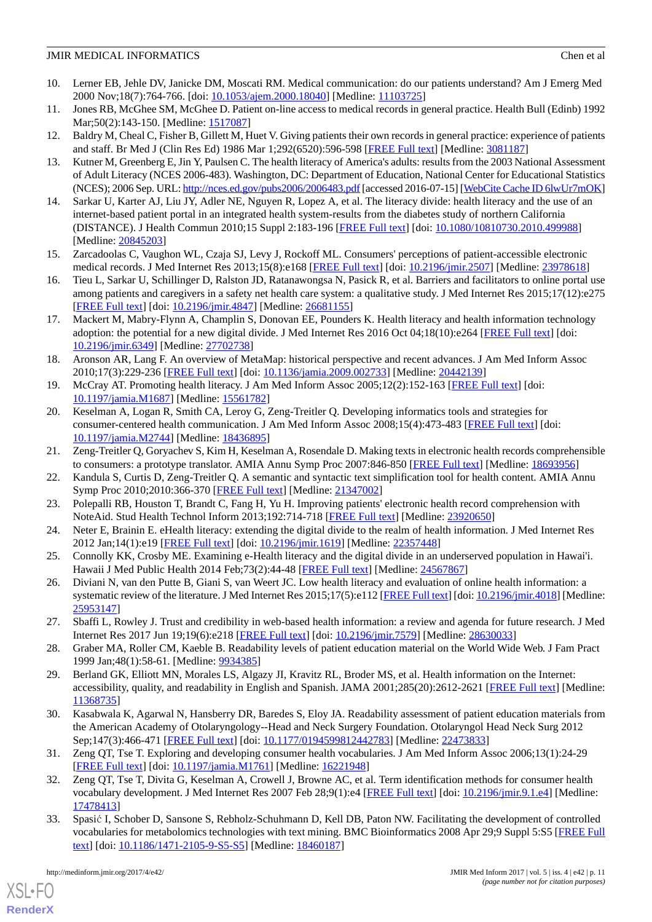10. Lerner EB, Jehle DV, Janicke DM, Moscati RM. Medical communication: do our patients understand? Am J Emerg Med 2000 Nov;18(7):764-766. [doi: 10.1053/ajem.2000.18040] [Medline: 11103725]
11. Jones RB, McGhee SM, McGhee D. Patient on-line access to medical records in general practice. Health Bull (Edinb) 1992 Mar;50(2):143-150. [Medline: 1517087]
12. Baldry M, Cheal C, Fisher B, Gillett M, Huet V. Giving patients their own records in general practice: experience of patients and staff. Br Med J (Clin Res Ed) 1986 Mar 1;292(6520):596-598 [FREE Full text] [Medline: 3081187]
13. Kutner M, Greenberg E, Jin Y, Paulsen C. The health literacy of America's adults: results from the 2003 National Assessment of Adult Literacy (NCES 2006-483). Washington, DC: Department of Education, National Center for Educational Statistics (NCES); 2006 Sep. URL: http://nces.ed.gov/pubs2006/2006483.pdf [accessed 2016-07-15] [WebCite Cache ID 6lwUr7mOK]
14. Sarkar U, Karter AJ, Liu JY, Adler NE, Nguyen R, Lopez A, et al. The literacy divide: health literacy and the use of an internet-based patient portal in an integrated health system-results from the diabetes study of northern California (DISTANCE). J Health Commun 2010;15 Suppl 2:183-196 [FREE Full text] [doi: 10.1080/10810730.2010.499988] [Medline: 20845203]
15. Zarcadoolas C, Vaughon WL, Czaja SJ, Levy J, Rockoff ML. Consumers' perceptions of patient-accessible electronic medical records. J Med Internet Res 2013;15(8):e168 [FREE Full text] [doi: 10.2196/jmir.2507] [Medline: 23978618]
16. Tieu L, Sarkar U, Schillinger D, Ralston JD, Ratanawongsa N, Pasick R, et al. Barriers and facilitators to online portal use among patients and caregivers in a safety net health care system: a qualitative study. J Med Internet Res 2015;17(12):e275 [FREE Full text] [doi: 10.2196/jmir.4847] [Medline: 26681155]
17. Mackert M, Mabry-Flynn A, Champlin S, Donovan EE, Pounders K. Health literacy and health information technology adoption: the potential for a new digital divide. J Med Internet Res 2016 Oct 04;18(10):e264 [FREE Full text] [doi: 10.2196/jmir.6349] [Medline: 27702738]
18. Aronson AR, Lang F. An overview of MetaMap: historical perspective and recent advances. J Am Med Inform Assoc 2010;17(3):229-236 [FREE Full text] [doi: 10.1136/jamia.2009.002733] [Medline: 20442139]
19. McCray AT. Promoting health literacy. J Am Med Inform Assoc 2005;12(2):152-163 [FREE Full text] [doi: 10.1197/jamia.M1687] [Medline: 15561782]
20. Keselman A, Logan R, Smith CA, Leroy G, Zeng-Treitler Q. Developing informatics tools and strategies for consumer-centered health communication. J Am Med Inform Assoc 2008;15(4):473-483 [FREE Full text] [doi: 10.1197/jamia.M2744] [Medline: 18436895]
21. Zeng-Treitler Q, Goryachev S, Kim H, Keselman A, Rosendale D. Making texts in electronic health records comprehensible to consumers: a prototype translator. AMIA Annu Symp Proc 2007:846-850 [FREE Full text] [Medline: 18693956]
22. Kandula S, Curtis D, Zeng-Treitler Q. A semantic and syntactic text simplification tool for health content. AMIA Annu Symp Proc 2010;2010:366-370 [FREE Full text] [Medline: 21347002]
23. Polepalli RB, Houston T, Brandt C, Fang H, Yu H. Improving patients' electronic health record comprehension with NoteAid. Stud Health Technol Inform 2013;192:714-718 [FREE Full text] [Medline: 23920650]
24. Neter E, Brainin E. eHealth literacy: extending the digital divide to the realm of health information. J Med Internet Res 2012 Jan;14(1):e19 [FREE Full text] [doi: 10.2196/jmir.1619] [Medline: 22357448]
25. Connolly KK, Crosby ME. Examining e-Health literacy and the digital divide in an underserved population in Hawai'i. Hawaii J Med Public Health 2014 Feb;73(2):44-48 [FREE Full text] [Medline: 24567867]
26. Diviani N, van den Putte B, Giani S, van Weert JC. Low health literacy and evaluation of online health information: a systematic review of the literature. J Med Internet Res 2015;17(5):e112 [FREE Full text] [doi: 10.2196/jmir.4018] [Medline: 25953147]
27. Sbaffi L, Rowley J. Trust and credibility in web-based health information: a review and agenda for future research. J Med Internet Res 2017 Jun 19;19(6):e218 [FREE Full text] [doi: 10.2196/jmir.7579] [Medline: 28630033]
28. Graber MA, Roller CM, Kaeble B. Readability levels of patient education material on the World Wide Web. J Fam Pract 1999 Jan;48(1):58-61. [Medline: 9934385]
29. Berland GK, Elliott MN, Morales LS, Algazy JI, Kravitz RL, Broder MS, et al. Health information on the Internet: accessibility, quality, and readability in English and Spanish. JAMA 2001;285(20):2612-2621 [FREE Full text] [Medline: 11368735]
30. Kasabwala K, Agarwal N, Hansberry DR, Baredes S, Eloy JA. Readability assessment of patient education materials from the American Academy of Otolaryngology--Head and Neck Surgery Foundation. Otolaryngol Head Neck Surg 2012 Sep;147(3):466-471 [FREE Full text] [doi: 10.1177/0194599812442783] [Medline: 22473833]
31. Zeng QT, Tse T. Exploring and developing consumer health vocabularies. J Am Med Inform Assoc 2006;13(1):24-29 [FREE Full text] [doi: 10.1197/jamia.M1761] [Medline: 16221948]
32. Zeng QT, Tse T, Divita G, Keselman A, Crowell J, Browne AC, et al. Term identification methods for consumer health vocabulary development. J Med Internet Res 2007 Feb 28;9(1):e4 [FREE Full text] [doi: 10.2196/jmir.9.1.e4] [Medline: 17478413]
33. Spasić I, Schober D, Sansone S, Rebholz-Schuhmann D, Kell DB, Paton NW. Facilitating the development of controlled vocabularies for metabolomics technologies with text mining. BMC Bioinformatics 2008 Apr 29;9 Suppl 5:S5 [FREE Full text] [doi: 10.1186/1471-2105-9-S5-S5] [Medline: 18460187]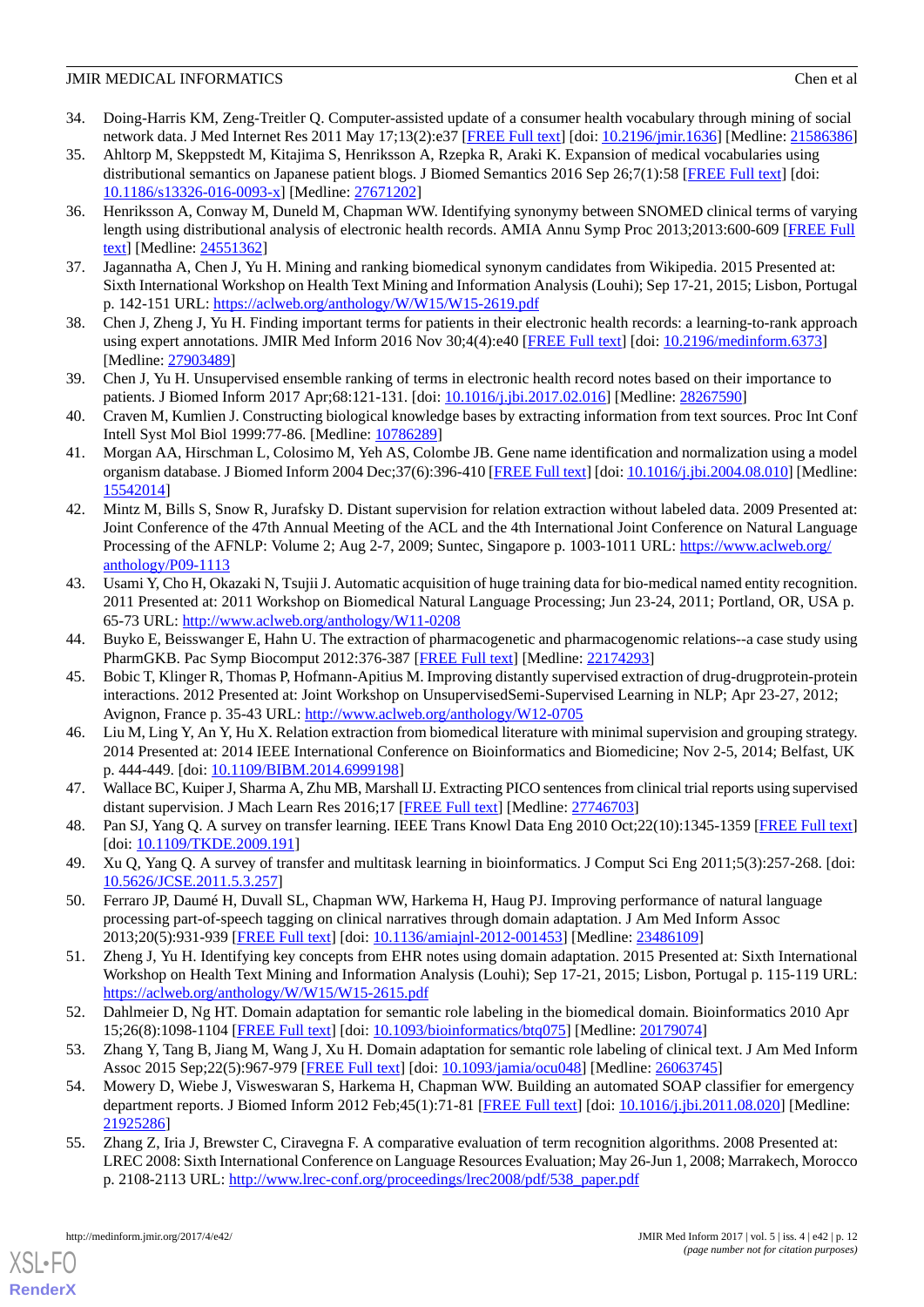34. Doing-Harris KM, Zeng-Treitler Q. Computer-assisted update of a consumer health vocabulary through mining of social network data. J Med Internet Res 2011 May 17;13(2):e37 [FREE Full text] [doi: 10.2196/jmir.1636] [Medline: 21586386]
35. Ahltorp M, Skeppstedt M, Kitajima S, Henriksson A, Rzepka R, Araki K. Expansion of medical vocabularies using distributional semantics on Japanese patient blogs. J Biomed Semantics 2016 Sep 26;7(1):58 [FREE Full text] [doi: 10.1186/s13326-016-0093-x] [Medline: 27671202]
36. Henriksson A, Conway M, Duneld M, Chapman WW. Identifying synonymy between SNOMED clinical terms of varying length using distributional analysis of electronic health records. AMIA Annu Symp Proc 2013;2013:600-609 [FREE Full text] [Medline: 24551362]
37. Jagannatha A, Chen J, Yu H. Mining and ranking biomedical synonym candidates from Wikipedia. 2015 Presented at: Sixth International Workshop on Health Text Mining and Information Analysis (Louhi); Sep 17-21, 2015; Lisbon, Portugal p. 142-151 URL: https://aclweb.org/anthology/W/W15/W15-2619.pdf
38. Chen J, Zheng J, Yu H. Finding important terms for patients in their electronic health records: a learning-to-rank approach using expert annotations. JMIR Med Inform 2016 Nov 30;4(4):e40 [FREE Full text] [doi: 10.2196/medinform.6373] [Medline: 27903489]
39. Chen J, Yu H. Unsupervised ensemble ranking of terms in electronic health record notes based on their importance to patients. J Biomed Inform 2017 Apr;68:121-131. [doi: 10.1016/j.jbi.2017.02.016] [Medline: 28267590]
40. Craven M, Kumlien J. Constructing biological knowledge bases by extracting information from text sources. Proc Int Conf Intell Syst Mol Biol 1999:77-86. [Medline: 10786289]
41. Morgan AA, Hirschman L, Colosimo M, Yeh AS, Colombe JB. Gene name identification and normalization using a model organism database. J Biomed Inform 2004 Dec;37(6):396-410 [FREE Full text] [doi: 10.1016/j.jbi.2004.08.010] [Medline: 15542014]
42. Mintz M, Bills S, Snow R, Jurafsky D. Distant supervision for relation extraction without labeled data. 2009 Presented at: Joint Conference of the 47th Annual Meeting of the ACL and the 4th International Joint Conference on Natural Language Processing of the AFNLP: Volume 2; Aug 2-7, 2009; Suntec, Singapore p. 1003-1011 URL: https://www.aclweb.org/anthology/P09-1113
43. Usami Y, Cho H, Okazaki N, Tsujii J. Automatic acquisition of huge training data for bio-medical named entity recognition. 2011 Presented at: 2011 Workshop on Biomedical Natural Language Processing; Jun 23-24, 2011; Portland, OR, USA p. 65-73 URL: http://www.aclweb.org/anthology/W11-0208
44. Buyko E, Beisswanger E, Hahn U. The extraction of pharmacogenetic and pharmacogenomic relations--a case study using PharmGKB. Pac Symp Biocomput 2012:376-387 [FREE Full text] [Medline: 22174293]
45. Bobic T, Klinger R, Thomas P, Hofmann-Apitius M. Improving distantly supervised extraction of drug-drugprotein-protein interactions. 2012 Presented at: Joint Workshop on UnsupervisedSemi-Supervised Learning in NLP; Apr 23-27, 2012; Avignon, France p. 35-43 URL: http://www.aclweb.org/anthology/W12-0705
46. Liu M, Ling Y, An Y, Hu X. Relation extraction from biomedical literature with minimal supervision and grouping strategy. 2014 Presented at: 2014 IEEE International Conference on Bioinformatics and Biomedicine; Nov 2-5, 2014; Belfast, UK p. 444-449. [doi: 10.1109/BIBM.2014.6999198]
47. Wallace BC, Kuiper J, Sharma A, Zhu MB, Marshall IJ. Extracting PICO sentences from clinical trial reports using supervised distant supervision. J Mach Learn Res 2016;17 [FREE Full text] [Medline: 27746703]
48. Pan SJ, Yang Q. A survey on transfer learning. IEEE Trans Knowl Data Eng 2010 Oct;22(10):1345-1359 [FREE Full text] [doi: 10.1109/TKDE.2009.191]
49. Xu Q, Yang Q. A survey of transfer and multitask learning in bioinformatics. J Comput Sci Eng 2011;5(3):257-268. [doi: 10.5626/JCSE.2011.5.3.257]
50. Ferraro JP, Daumé H, Duvall SL, Chapman WW, Harkema H, Haug PJ. Improving performance of natural language processing part-of-speech tagging on clinical narratives through domain adaptation. J Am Med Inform Assoc 2013;20(5):931-939 [FREE Full text] [doi: 10.1136/amiajnl-2012-001453] [Medline: 23486109]
51. Zheng J, Yu H. Identifying key concepts from EHR notes using domain adaptation. 2015 Presented at: Sixth International Workshop on Health Text Mining and Information Analysis (Louhi); Sep 17-21, 2015; Lisbon, Portugal p. 115-119 URL: https://aclweb.org/anthology/W/W15/W15-2615.pdf
52. Dahlmeier D, Ng HT. Domain adaptation for semantic role labeling in the biomedical domain. Bioinformatics 2010 Apr 15;26(8):1098-1104 [FREE Full text] [doi: 10.1093/bioinformatics/btq075] [Medline: 20179074]
53. Zhang Y, Tang B, Jiang M, Wang J, Xu H. Domain adaptation for semantic role labeling of clinical text. J Am Med Inform Assoc 2015 Sep;22(5):967-979 [FREE Full text] [doi: 10.1093/jamia/ocu048] [Medline: 26063745]
54. Mowery D, Wiebe J, Visweswaran S, Harkema H, Chapman WW. Building an automated SOAP classifier for emergency department reports. J Biomed Inform 2012 Feb;45(1):71-81 [FREE Full text] [doi: 10.1016/j.jbi.2011.08.020] [Medline: 21925286]
55. Zhang Z, Iria J, Brewster C, Ciravegna F. A comparative evaluation of term recognition algorithms. 2008 Presented at: LREC 2008: Sixth International Conference on Language Resources Evaluation; May 26-Jun 1, 2008; Marrakech, Morocco p. 2108-2113 URL: http://www.lrec-conf.org/proceedings/lrec2008/pdf/538_paper.pdf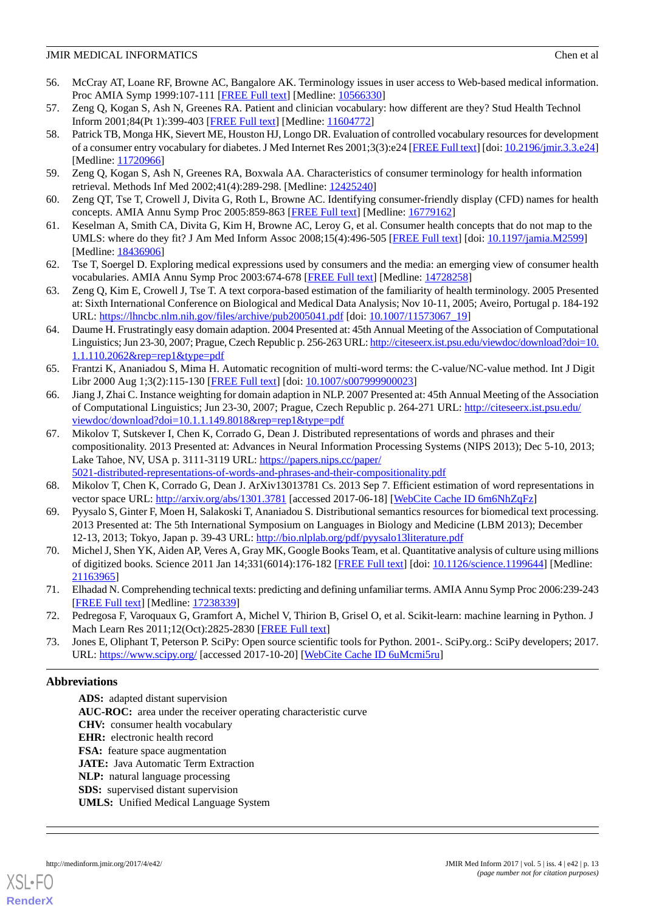56. McCray AT, Loane RF, Browne AC, Bangalore AK. Terminology issues in user access to Web-based medical information. Proc AMIA Symp 1999:107-111 [FREE Full text] [Medline: 10566330]
57. Zeng Q, Kogan S, Ash N, Greenes RA. Patient and clinician vocabulary: how different are they? Stud Health Technol Inform 2001;84(Pt 1):399-403 [FREE Full text] [Medline: 11604772]
58. Patrick TB, Monga HK, Sievert ME, Houston HJ, Longo DR. Evaluation of controlled vocabulary resources for development of a consumer entry vocabulary for diabetes. J Med Internet Res 2001;3(3):e24 [FREE Full text] [doi: 10.2196/jmir.3.3.e24] [Medline: 11720966]
59. Zeng Q, Kogan S, Ash N, Greenes RA, Boxwala AA. Characteristics of consumer terminology for health information retrieval. Methods Inf Med 2002;41(4):289-298. [Medline: 12425240]
60. Zeng QT, Tse T, Crowell J, Divita G, Roth L, Browne AC. Identifying consumer-friendly display (CFD) names for health concepts. AMIA Annu Symp Proc 2005:859-863 [FREE Full text] [Medline: 16779162]
61. Keselman A, Smith CA, Divita G, Kim H, Browne AC, Leroy G, et al. Consumer health concepts that do not map to the UMLS: where do they fit? J Am Med Inform Assoc 2008;15(4):496-505 [FREE Full text] [doi: 10.1197/jamia.M2599] [Medline: 18436906]
62. Tse T, Soergel D. Exploring medical expressions used by consumers and the media: an emerging view of consumer health vocabularies. AMIA Annu Symp Proc 2003:674-678 [FREE Full text] [Medline: 14728258]
63. Zeng Q, Kim E, Crowell J, Tse T. A text corpora-based estimation of the familiarity of health terminology. 2005 Presented at: Sixth International Conference on Biological and Medical Data Analysis; Nov 10-11, 2005; Aveiro, Portugal p. 184-192 URL: https://lhncbc.nlm.nih.gov/files/archive/pub2005041.pdf [doi: 10.1007/11573067_19]
64. Daume H. Frustratingly easy domain adaption. 2004 Presented at: 45th Annual Meeting of the Association of Computational Linguistics; Jun 23-30, 2007; Prague, Czech Republic p. 256-263 URL: http://citeseerx.ist.psu.edu/viewdoc/download?doi=10.1.1.110.2062&rep=rep1&type=pdf
65. Frantzi K, Ananiadou S, Mima H. Automatic recognition of multi-word terms: the C-value/NC-value method. Int J Digit Libr 2000 Aug 1;3(2):115-130 [FREE Full text] [doi: 10.1007/s007999900023]
66. Jiang J, Zhai C. Instance weighting for domain adaption in NLP. 2007 Presented at: 45th Annual Meeting of the Association of Computational Linguistics; Jun 23-30, 2007; Prague, Czech Republic p. 264-271 URL: http://citeseerx.ist.psu.edu/viewdoc/download?doi=10.1.1.149.8018&rep=rep1&type=pdf
67. Mikolov T, Sutskever I, Chen K, Corrado G, Dean J. Distributed representations of words and phrases and their compositionality. 2013 Presented at: Advances in Neural Information Processing Systems (NIPS 2013); Dec 5-10, 2013; Lake Tahoe, NV, USA p. 3111-3119 URL: https://papers.nips.cc/paper/5021-distributed-representations-of-words-and-phrases-and-their-compositionality.pdf
68. Mikolov T, Chen K, Corrado G, Dean J. ArXiv13013781 Cs. 2013 Sep 7. Efficient estimation of word representations in vector space URL: http://arxiv.org/abs/1301.3781 [accessed 2017-06-18] [WebCite Cache ID 6m6NhZqFz]
69. Pyysalo S, Ginter F, Moen H, Salakoski T, Ananiadou S. Distributional semantics resources for biomedical text processing. 2013 Presented at: The 5th International Symposium on Languages in Biology and Medicine (LBM 2013); December 12-13, 2013; Tokyo, Japan p. 39-43 URL: http://bio.nlplab.org/pdf/pyysalo13literature.pdf
70. Michel J, Shen YK, Aiden AP, Veres A, Gray MK, Google Books Team, et al. Quantitative analysis of culture using millions of digitized books. Science 2011 Jan 14;331(6014):176-182 [FREE Full text] [doi: 10.1126/science.1199644] [Medline: 21163965]
71. Elhadad N. Comprehending technical texts: predicting and defining unfamiliar terms. AMIA Annu Symp Proc 2006:239-243 [FREE Full text] [Medline: 17238339]
72. Pedregosa F, Varoquaux G, Gramfort A, Michel V, Thirion B, Grisel O, et al. Scikit-learn: machine learning in Python. J Mach Learn Res 2011;12(Oct):2825-2830 [FREE Full text]
73. Jones E, Oliphant T, Peterson P. SciPy: Open source scientific tools for Python. 2001-. SciPy.org.: SciPy developers; 2017. URL: https://www.scipy.org/ [accessed 2017-10-20] [WebCite Cache ID 6uMcmi5ru]

## Abbreviations

**ADS:** adapted distant supervision
**AUC-ROC:** area under the receiver operating characteristic curve
**CHV:** consumer health vocabulary
**EHR:** electronic health record
**FSA:** feature space augmentation
**JATE:** Java Automatic Term Extraction
**NLP:** natural language processing
**SDS:** supervised distant supervision
**UMLS:** Unified Medical Language System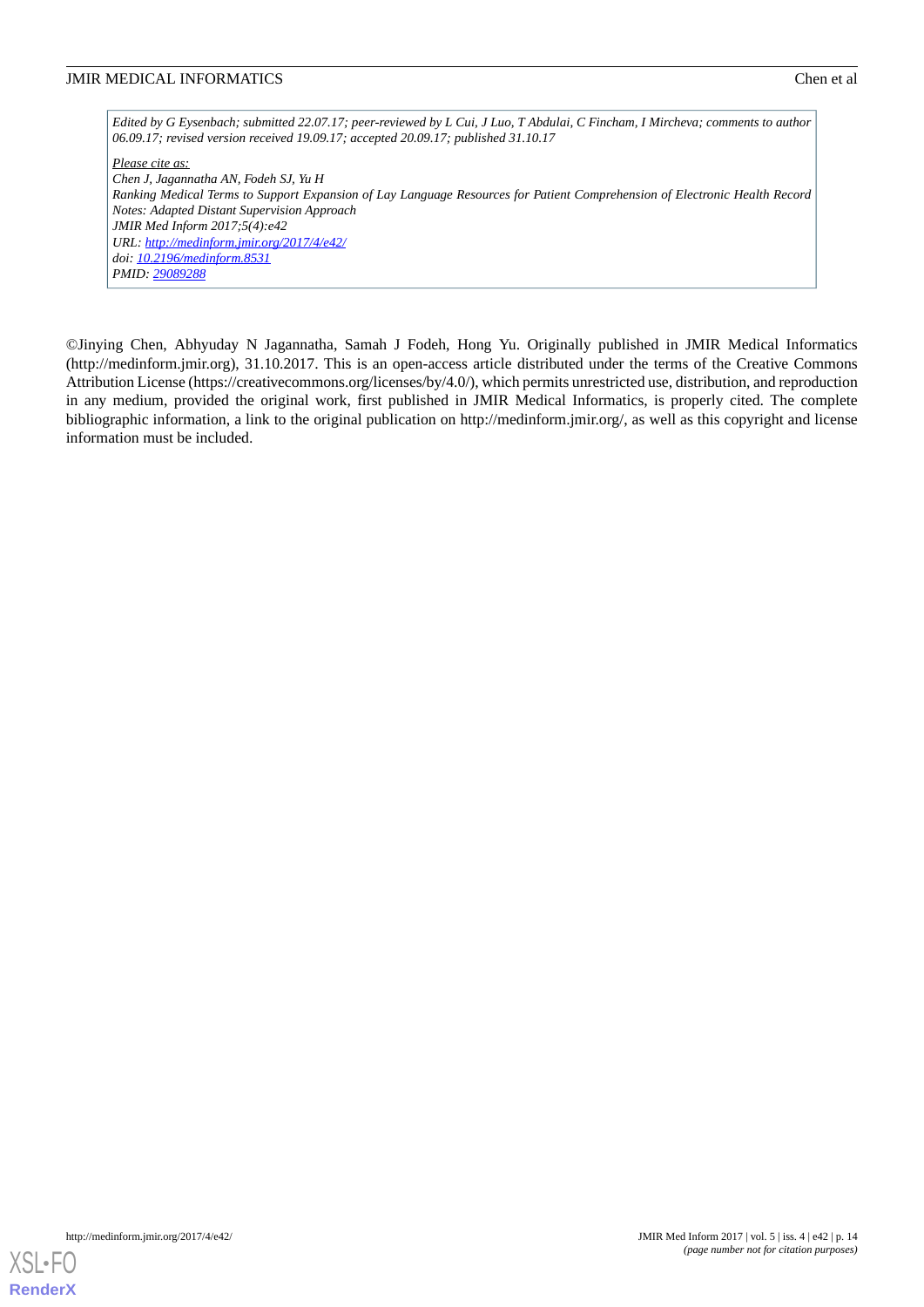*Edited by G Eysenbach; submitted 22.07.17; peer-reviewed by L Cui, J Luo, T Abdulai, C Fincham, I Mircheva; comments to author 06.09.17; revised version received 19.09.17; accepted 20.09.17; published 31.10.17*

*Please cite as:*
*Chen J, Jagannatha AN, Fodeh SJ, Yu H*
*Ranking Medical Terms to Support Expansion of Lay Language Resources for Patient Comprehension of Electronic Health Record Notes: Adapted Distant Supervision Approach*
*JMIR Med Inform 2017;5(4):e42*
*URL: http://medinform.jmir.org/2017/4/e42/*
*doi: 10.2196/medinform.8531*
*PMID: 29089288*

©Jinying Chen, Abhyuday N Jagannatha, Samah J Fodeh, Hong Yu. Originally published in JMIR Medical Informatics (http://medinform.jmir.org), 31.10.2017. This is an open-access article distributed under the terms of the Creative Commons Attribution License (https://creativecommons.org/licenses/by/4.0/), which permits unrestricted use, distribution, and reproduction in any medium, provided the original work, first published in JMIR Medical Informatics, is properly cited. The complete bibliographic information, a link to the original publication on http://medinform.jmir.org/, as well as this copyright and license information must be included.